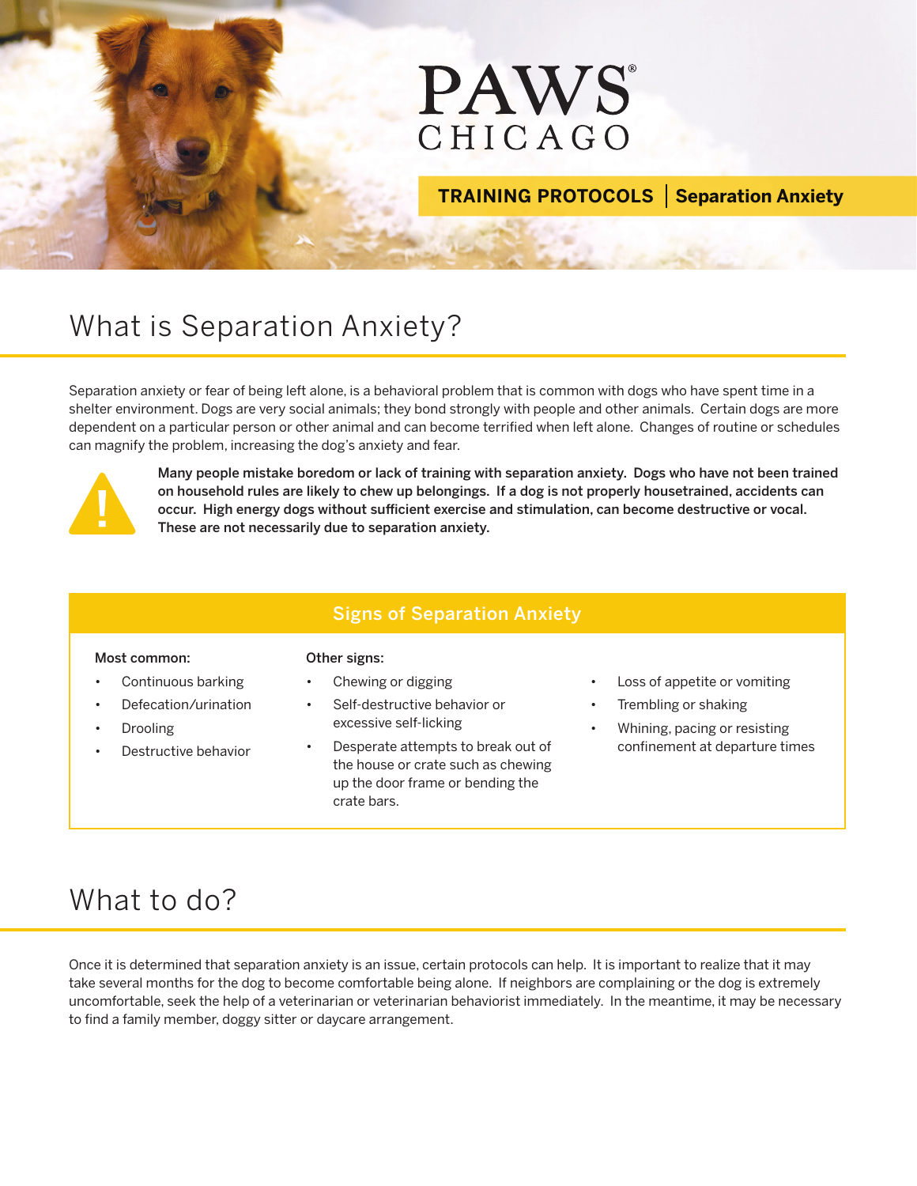# PAWS CHICAGO

**TRAINING PROTOCOLS | Separation Anxiety**

## What is Separation Anxiety?

Separation anxiety or fear of being left alone, is a behavioral problem that is common with dogs who have spent time in a shelter environment. Dogs are very social animals; they bond strongly with people and other animals. Certain dogs are more dependent on a particular person or other animal and can become terrified when left alone. Changes of routine or schedules can magnify the problem, increasing the dog's anxiety and fear.

**Many people mistake boredom or lack of training with separation anxiety. Dogs who have not been trained on household rules are likely to chew up belongings. If a dog is not properly housetrained, accidents can occur. High energy dogs without sufficient exercise and stimulation, can become destructive or vocal. These are not necessarily due to separation anxiety.**

### Signs of Separation Anxiety

**Most common:**

- Continuous barking
- Defecation/urination
- Drooling
- Destructive behavior

**Other signs:**

- Chewing or digging
- Self-destructive behavior or excessive self-licking
- Desperate attempts to break out of the house or crate such as chewing up the door frame or bending the crate bars.
- Loss of appetite or vomiting
- Trembling or shaking
- Whining, pacing or resisting confinement at departure times

## What to do?

Once it is determined that separation anxiety is an issue, certain protocols can help. It is important to realize that it may take several months for the dog to become comfortable being alone. If neighbors are complaining or the dog is extremely uncomfortable, seek the help of a veterinarian or veterinarian behaviorist immediately. In the meantime, it may be necessary to find a family member, doggy sitter or daycare arrangement.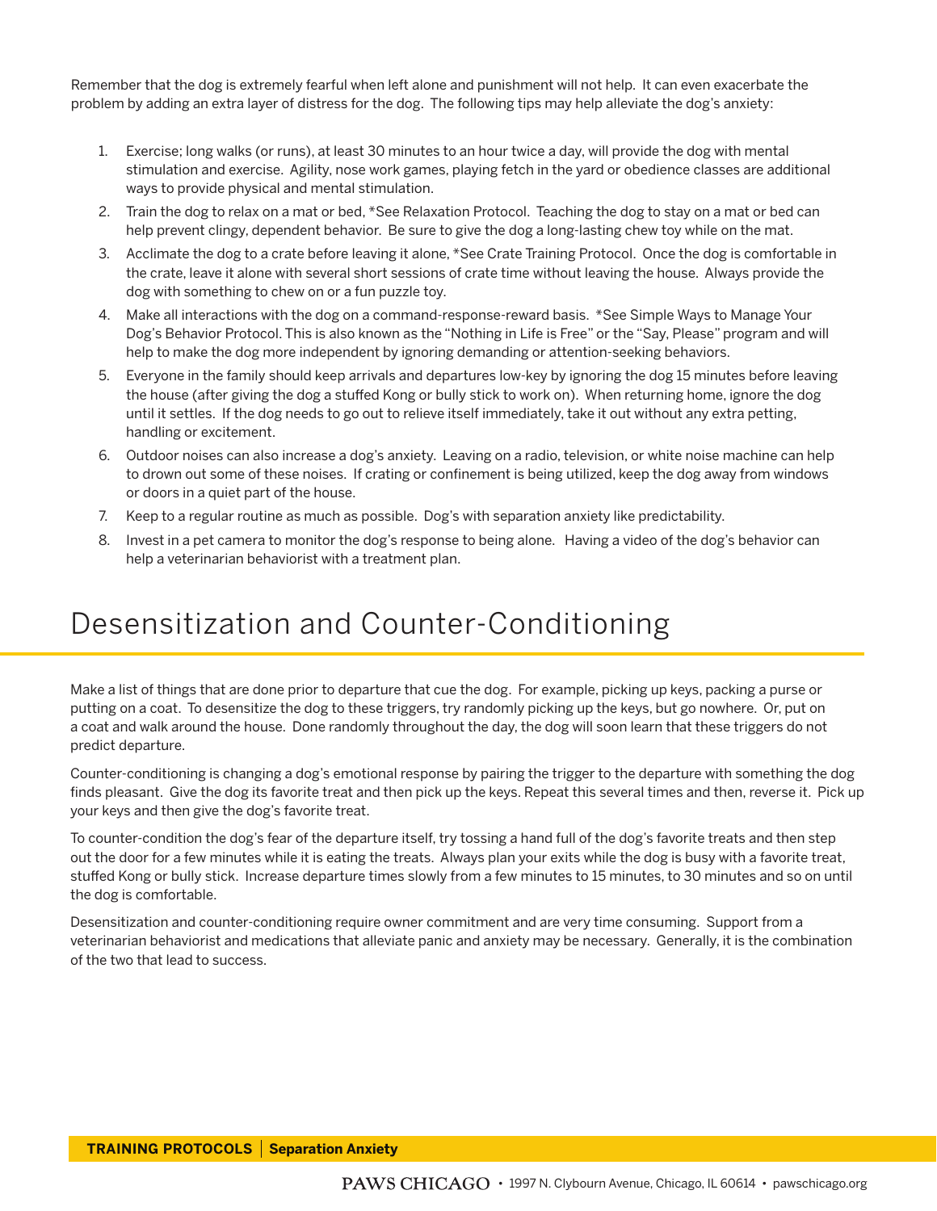Remember that the dog is extremely fearful when left alone and punishment will not help. It can even exacerbate the problem by adding an extra layer of distress for the dog. The following tips may help alleviate the dog's anxiety:

1. Exercise; long walks (or runs), at least 30 minutes to an hour twice a day, will provide the dog with mental stimulation and exercise. Agility, nose work games, playing fetch in the yard or obedience classes are additional ways to provide physical and mental stimulation.
2. Train the dog to relax on a mat or bed, *See Relaxation Protocol. Teaching the dog to stay on a mat or bed can help prevent clingy, dependent behavior. Be sure to give the dog a long-lasting chew toy while on the mat.
3. Acclimate the dog to a crate before leaving it alone, *See Crate Training Protocol. Once the dog is comfortable in the crate, leave it alone with several short sessions of crate time without leaving the house. Always provide the dog with something to chew on or a fun puzzle toy.
4. Make all interactions with the dog on a command-response-reward basis. *See Simple Ways to Manage Your Dog's Behavior Protocol. This is also known as the "Nothing in Life is Free" or the "Say, Please" program and will help to make the dog more independent by ignoring demanding or attention-seeking behaviors.
5. Everyone in the family should keep arrivals and departures low-key by ignoring the dog 15 minutes before leaving the house (after giving the dog a stuffed Kong or bully stick to work on). When returning home, ignore the dog until it settles. If the dog needs to go out to relieve itself immediately, take it out without any extra petting, handling or excitement.
6. Outdoor noises can also increase a dog's anxiety. Leaving on a radio, television, or white noise machine can help to drown out some of these noises. If crating or confinement is being utilized, keep the dog away from windows or doors in a quiet part of the house.
7. Keep to a regular routine as much as possible. Dog's with separation anxiety like predictability.
8. Invest in a pet camera to monitor the dog's response to being alone. Having a video of the dog's behavior can help a veterinarian behaviorist with a treatment plan.

## Desensitization and Counter-Conditioning

Make a list of things that are done prior to departure that cue the dog. For example, picking up keys, packing a purse or putting on a coat. To desensitize the dog to these triggers, try randomly picking up the keys, but go nowhere. Or, put on a coat and walk around the house. Done randomly throughout the day, the dog will soon learn that these triggers do not predict departure.

Counter-conditioning is changing a dog's emotional response by pairing the trigger to the departure with something the dog finds pleasant. Give the dog its favorite treat and then pick up the keys. Repeat this several times and then, reverse it. Pick up your keys and then give the dog's favorite treat.

To counter-condition the dog's fear of the departure itself, try tossing a hand full of the dog's favorite treats and then step out the door for a few minutes while it is eating the treats. Always plan your exits while the dog is busy with a favorite treat, stuffed Kong or bully stick. Increase departure times slowly from a few minutes to 15 minutes, to 30 minutes and so on until the dog is comfortable.

Desensitization and counter-conditioning require owner commitment and are very time consuming. Support from a veterinarian behaviorist and medications that alleviate panic and anxiety may be necessary. Generally, it is the combination of the two that lead to success.